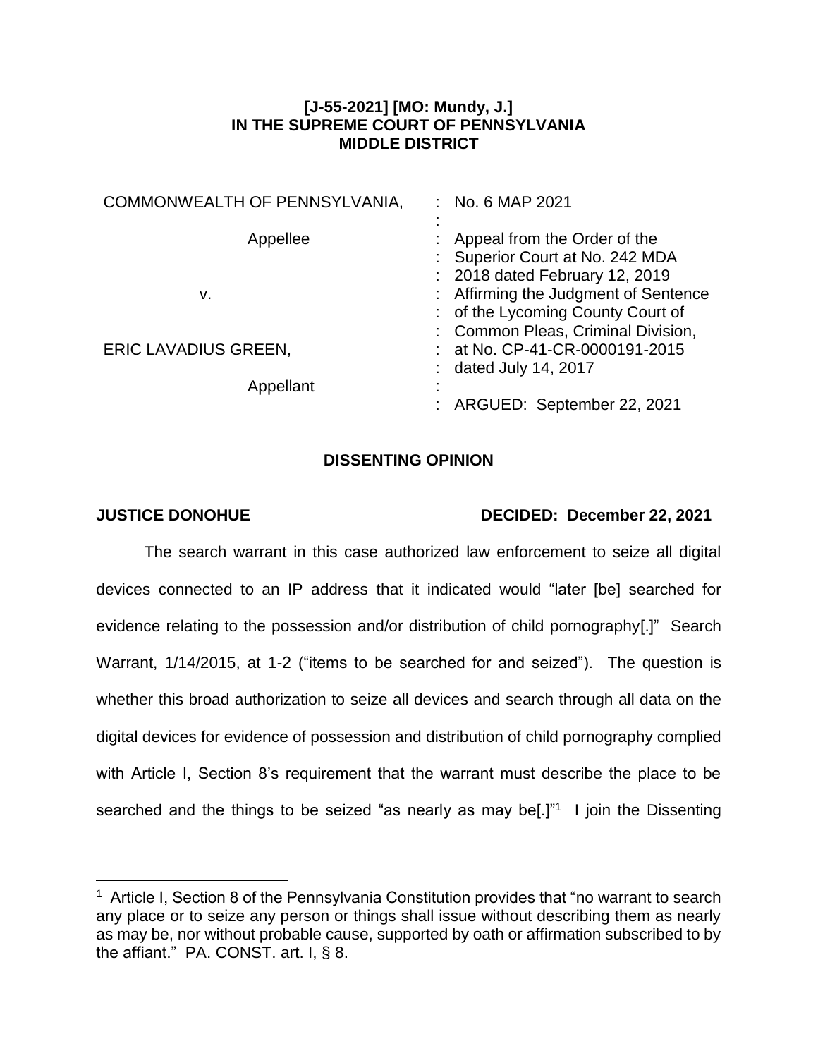**[J-55-2021] [MO: Mundy, J.]**
**IN THE SUPREME COURT OF PENNSYLVANIA**
**MIDDLE DISTRICT**

| | | |
|---|---|---|
| COMMONWEALTH OF PENNSYLVANIA, | : | No. 6 MAP 2021 |
| | : | |
| Appellee | : | Appeal from the Order of the Superior Court at No. 242 MDA 2018 dated February 12, 2019 |
| v. | : | Affirming the Judgment of Sentence of the Lycoming County Court of Common Pleas, Criminal Division, |
| ERIC LAVADIUS GREEN, | : | at No. CP-41-CR-0000191-2015 dated July 14, 2017 |
| Appellant | : | |
| | : | ARGUED: September 22, 2021 |

**DISSENTING OPINION**

**JUSTICE DONOHUE** **DECIDED: December 22, 2021**

The search warrant in this case authorized law enforcement to seize all digital devices connected to an IP address that it indicated would "later [be] searched for evidence relating to the possession and/or distribution of child pornography[.]" Search Warrant, 1/14/2015, at 1-2 ("items to be searched for and seized"). The question is whether this broad authorization to seize all devices and search through all data on the digital devices for evidence of possession and distribution of child pornography complied with Article I, Section 8's requirement that the warrant must describe the place to be searched and the things to be seized "as nearly as may be[.]"[1] I join the Dissenting

---

[1] Article I, Section 8 of the Pennsylvania Constitution provides that "no warrant to search any place or to seize any person or things shall issue without describing them as nearly as may be, nor without probable cause, supported by oath or affirmation subscribed to by the affiant." PA. CONST. art. I, § 8.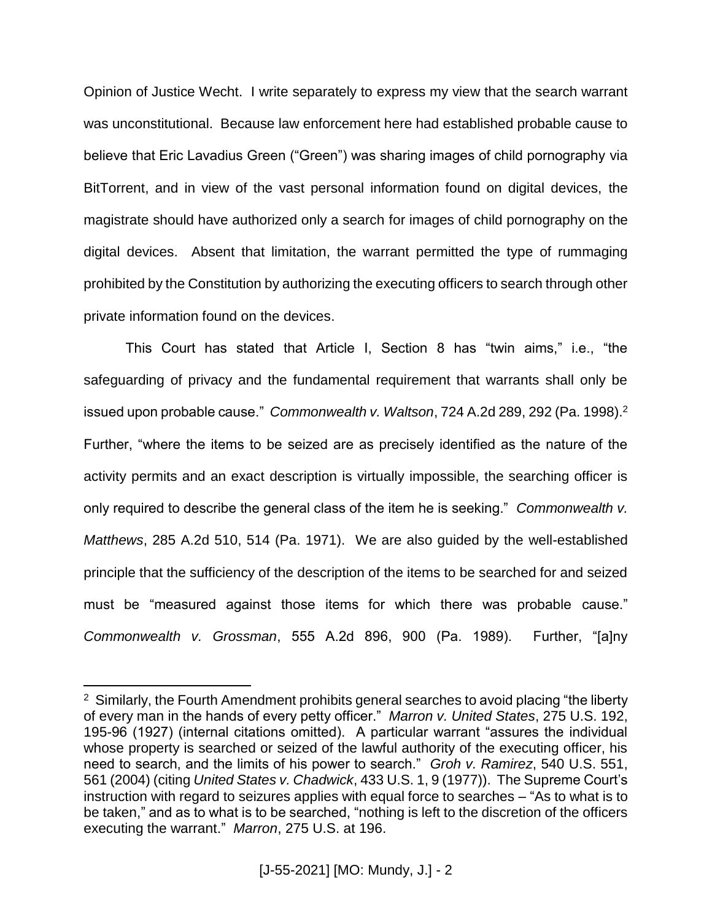Opinion of Justice Wecht. I write separately to express my view that the search warrant was unconstitutional. Because law enforcement here had established probable cause to believe that Eric Lavadius Green ("Green") was sharing images of child pornography via BitTorrent, and in view of the vast personal information found on digital devices, the magistrate should have authorized only a search for images of child pornography on the digital devices. Absent that limitation, the warrant permitted the type of rummaging prohibited by the Constitution by authorizing the executing officers to search through other private information found on the devices.

This Court has stated that Article I, Section 8 has "twin aims," i.e., "the safeguarding of privacy and the fundamental requirement that warrants shall only be issued upon probable cause." *Commonwealth v. Waltson*, 724 A.2d 289, 292 (Pa. 1998).[2] Further, "where the items to be seized are as precisely identified as the nature of the activity permits and an exact description is virtually impossible, the searching officer is only required to describe the general class of the item he is seeking." *Commonwealth v. Matthews*, 285 A.2d 510, 514 (Pa. 1971). We are also guided by the well-established principle that the sufficiency of the description of the items to be searched for and seized must be "measured against those items for which there was probable cause." *Commonwealth v. Grossman*, 555 A.2d 896, 900 (Pa. 1989). Further, "[a]ny

---

[2] Similarly, the Fourth Amendment prohibits general searches to avoid placing "the liberty of every man in the hands of every petty officer." *Marron v. United States*, 275 U.S. 192, 195-96 (1927) (internal citations omitted). A particular warrant "assures the individual whose property is searched or seized of the lawful authority of the executing officer, his need to search, and the limits of his power to search." *Groh v. Ramirez*, 540 U.S. 551, 561 (2004) (citing *United States v. Chadwick*, 433 U.S. 1, 9 (1977)). The Supreme Court's instruction with regard to seizures applies with equal force to searches – "As to what is to be taken," and as to what is to be searched, "nothing is left to the discretion of the officers executing the warrant." *Marron*, 275 U.S. at 196.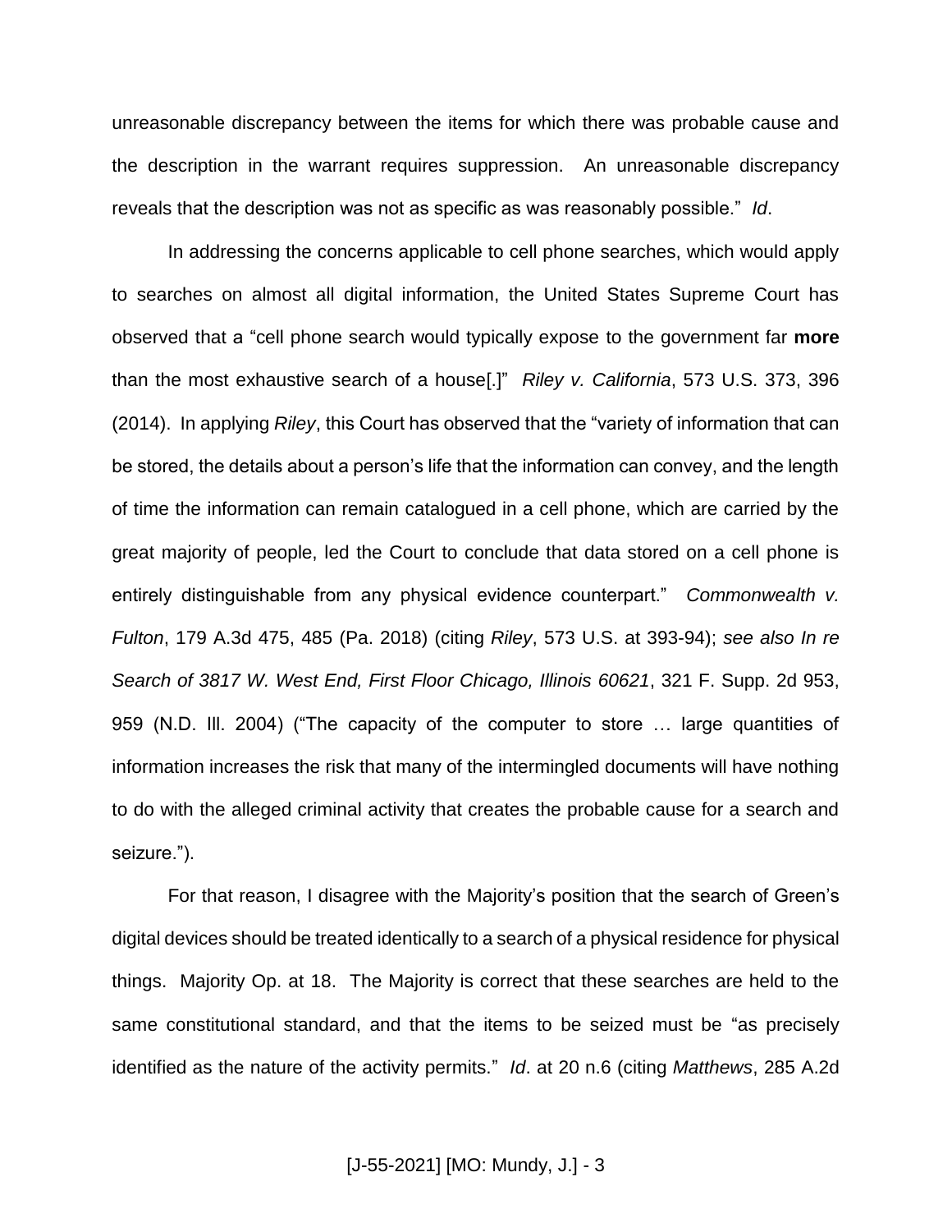unreasonable discrepancy between the items for which there was probable cause and the description in the warrant requires suppression. An unreasonable discrepancy reveals that the description was not as specific as was reasonably possible." *Id*.

In addressing the concerns applicable to cell phone searches, which would apply to searches on almost all digital information, the United States Supreme Court has observed that a "cell phone search would typically expose to the government far **more** than the most exhaustive search of a house[.]" *Riley v. California*, 573 U.S. 373, 396 (2014). In applying *Riley*, this Court has observed that the "variety of information that can be stored, the details about a person's life that the information can convey, and the length of time the information can remain catalogued in a cell phone, which are carried by the great majority of people, led the Court to conclude that data stored on a cell phone is entirely distinguishable from any physical evidence counterpart." *Commonwealth v. Fulton*, 179 A.3d 475, 485 (Pa. 2018) (citing *Riley*, 573 U.S. at 393-94); *see also In re Search of 3817 W. West End, First Floor Chicago, Illinois 60621*, 321 F. Supp. 2d 953, 959 (N.D. Ill. 2004) ("The capacity of the computer to store … large quantities of information increases the risk that many of the intermingled documents will have nothing to do with the alleged criminal activity that creates the probable cause for a search and seizure.").

For that reason, I disagree with the Majority's position that the search of Green's digital devices should be treated identically to a search of a physical residence for physical things. Majority Op. at 18. The Majority is correct that these searches are held to the same constitutional standard, and that the items to be seized must be "as precisely identified as the nature of the activity permits." *Id*. at 20 n.6 (citing *Matthews*, 285 A.2d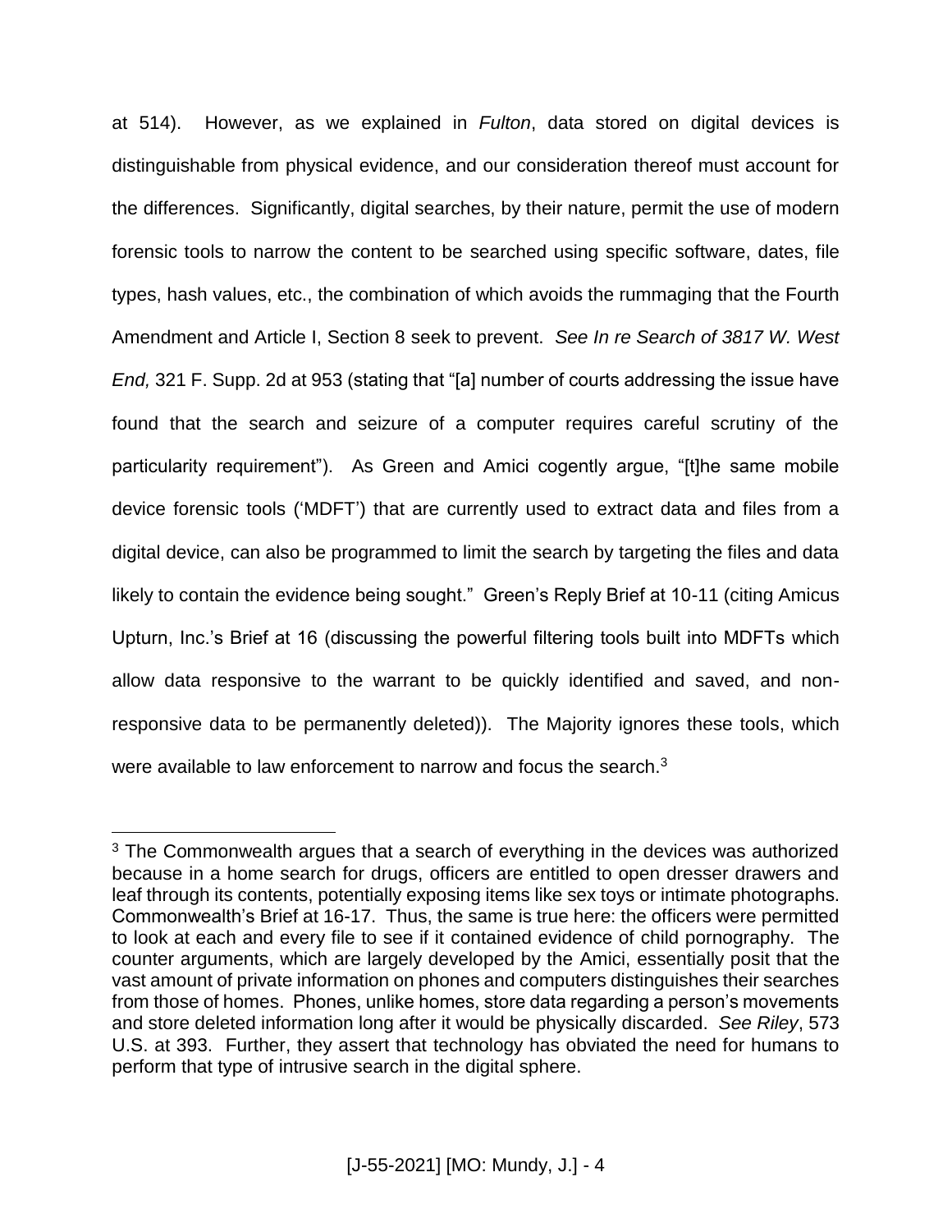at 514). However, as we explained in *Fulton*, data stored on digital devices is distinguishable from physical evidence, and our consideration thereof must account for the differences. Significantly, digital searches, by their nature, permit the use of modern forensic tools to narrow the content to be searched using specific software, dates, file types, hash values, etc., the combination of which avoids the rummaging that the Fourth Amendment and Article I, Section 8 seek to prevent. *See In re Search of 3817 W. West End,* 321 F. Supp. 2d at 953 (stating that "[a] number of courts addressing the issue have found that the search and seizure of a computer requires careful scrutiny of the particularity requirement"). As Green and Amici cogently argue, "[t]he same mobile device forensic tools ('MDFT') that are currently used to extract data and files from a digital device, can also be programmed to limit the search by targeting the files and data likely to contain the evidence being sought." Green's Reply Brief at 10-11 (citing Amicus Upturn, Inc.'s Brief at 16 (discussing the powerful filtering tools built into MDFTs which allow data responsive to the warrant to be quickly identified and saved, and non-responsive data to be permanently deleted)). The Majority ignores these tools, which were available to law enforcement to narrow and focus the search.[3]

[3] The Commonwealth argues that a search of everything in the devices was authorized because in a home search for drugs, officers are entitled to open dresser drawers and leaf through its contents, potentially exposing items like sex toys or intimate photographs. Commonwealth's Brief at 16-17. Thus, the same is true here: the officers were permitted to look at each and every file to see if it contained evidence of child pornography. The counter arguments, which are largely developed by the Amici, essentially posit that the vast amount of private information on phones and computers distinguishes their searches from those of homes. Phones, unlike homes, store data regarding a person's movements and store deleted information long after it would be physically discarded. *See Riley*, 573 U.S. at 393. Further, they assert that technology has obviated the need for humans to perform that type of intrusive search in the digital sphere.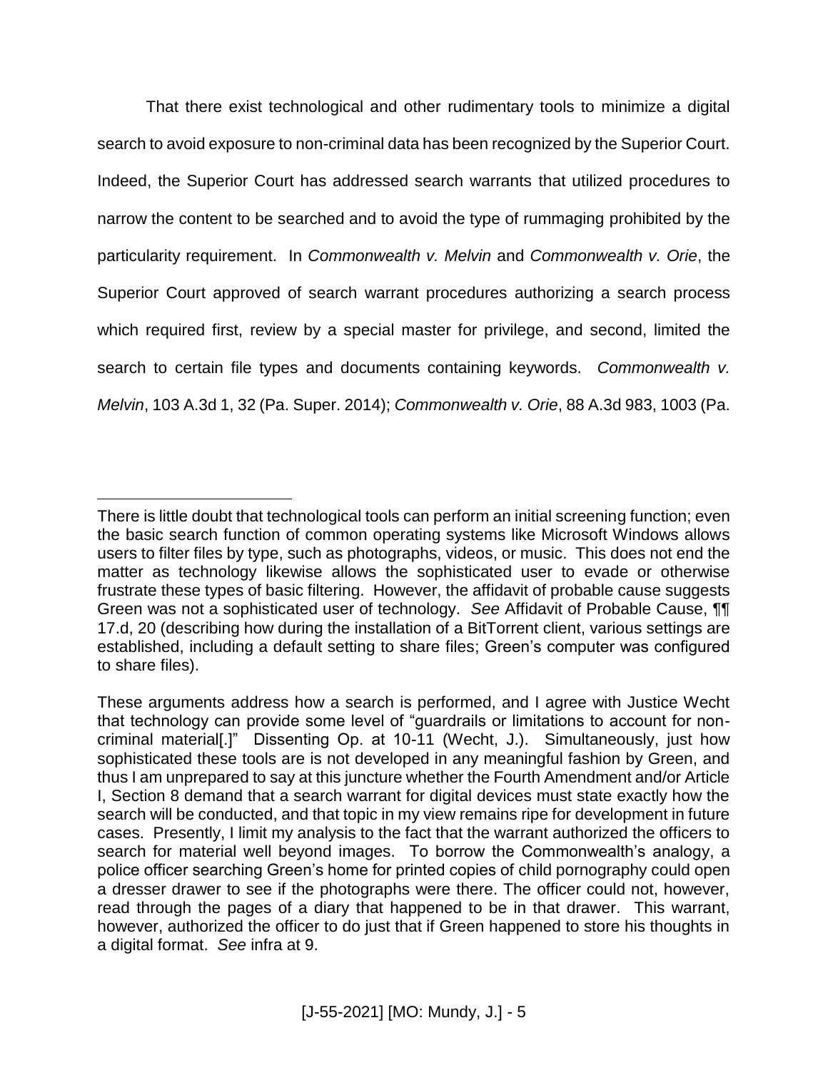That there exist technological and other rudimentary tools to minimize a digital search to avoid exposure to non-criminal data has been recognized by the Superior Court. Indeed, the Superior Court has addressed search warrants that utilized procedures to narrow the content to be searched and to avoid the type of rummaging prohibited by the particularity requirement. In *Commonwealth v. Melvin* and *Commonwealth v. Orie*, the Superior Court approved of search warrant procedures authorizing a search process which required first, review by a special master for privilege, and second, limited the search to certain file types and documents containing keywords. *Commonwealth v. Melvin*, 103 A.3d 1, 32 (Pa. Super. 2014); *Commonwealth v. Orie*, 88 A.3d 983, 1003 (Pa.

---

There is little doubt that technological tools can perform an initial screening function; even the basic search function of common operating systems like Microsoft Windows allows users to filter files by type, such as photographs, videos, or music. This does not end the matter as technology likewise allows the sophisticated user to evade or otherwise frustrate these types of basic filtering. However, the affidavit of probable cause suggests Green was not a sophisticated user of technology. *See* Affidavit of Probable Cause, ¶¶ 17.d, 20 (describing how during the installation of a BitTorrent client, various settings are established, including a default setting to share files; Green's computer was configured to share files).

These arguments address how a search is performed, and I agree with Justice Wecht that technology can provide some level of "guardrails or limitations to account for non-criminal material[.]" Dissenting Op. at 10-11 (Wecht, J.). Simultaneously, just how sophisticated these tools are is not developed in any meaningful fashion by Green, and thus I am unprepared to say at this juncture whether the Fourth Amendment and/or Article I, Section 8 demand that a search warrant for digital devices must state exactly how the search will be conducted, and that topic in my view remains ripe for development in future cases. Presently, I limit my analysis to the fact that the warrant authorized the officers to search for material well beyond images. To borrow the Commonwealth's analogy, a police officer searching Green's home for printed copies of child pornography could open a dresser drawer to see if the photographs were there. The officer could not, however, read through the pages of a diary that happened to be in that drawer. This warrant, however, authorized the officer to do just that if Green happened to store his thoughts in a digital format. *See* infra at 9.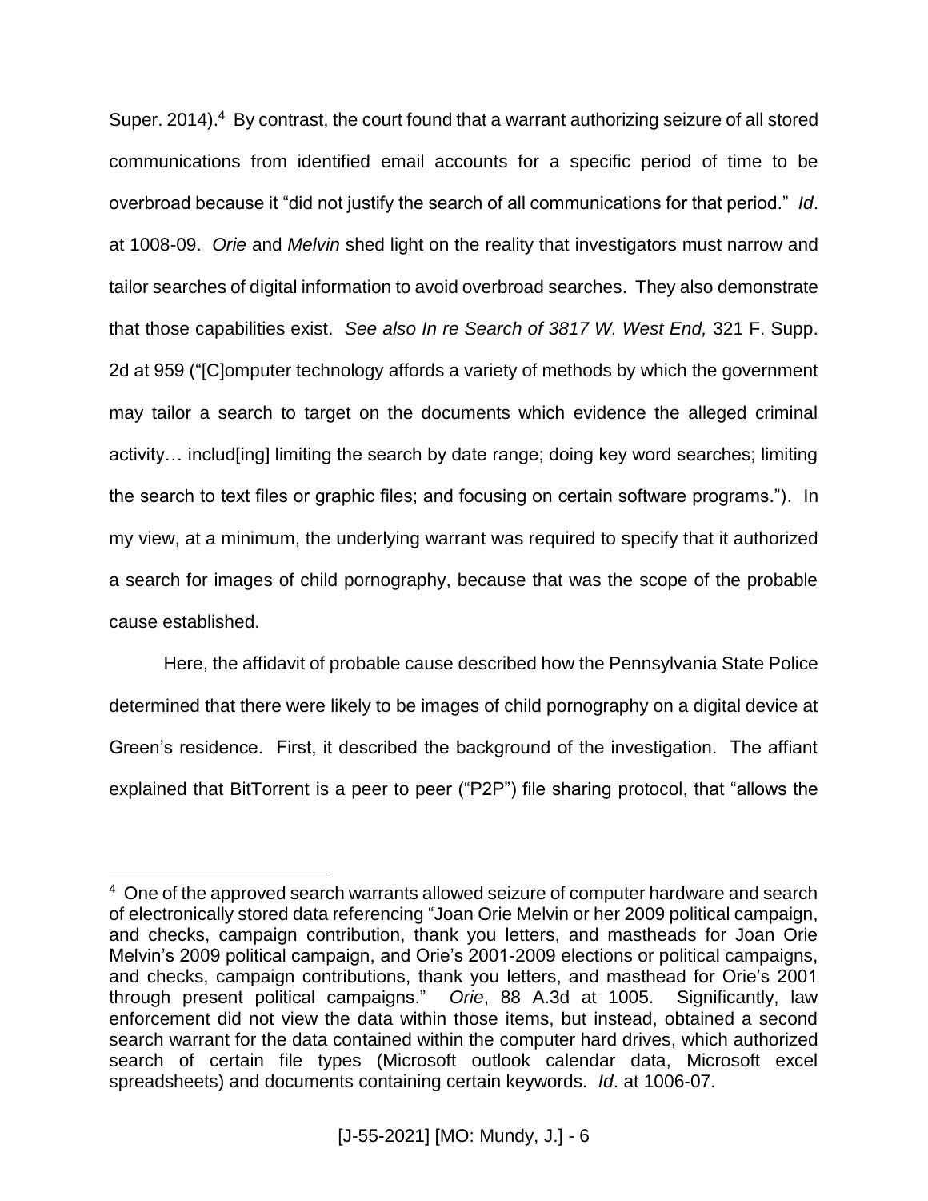Super. 2014).[4] By contrast, the court found that a warrant authorizing seizure of all stored communications from identified email accounts for a specific period of time to be overbroad because it "did not justify the search of all communications for that period." *Id*. at 1008-09. *Orie* and *Melvin* shed light on the reality that investigators must narrow and tailor searches of digital information to avoid overbroad searches. They also demonstrate that those capabilities exist. *See also In re Search of 3817 W. West End,* 321 F. Supp. 2d at 959 ("[C]omputer technology affords a variety of methods by which the government may tailor a search to target on the documents which evidence the alleged criminal activity… includ[ing] limiting the search by date range; doing key word searches; limiting the search to text files or graphic files; and focusing on certain software programs."). In my view, at a minimum, the underlying warrant was required to specify that it authorized a search for images of child pornography, because that was the scope of the probable cause established.

Here, the affidavit of probable cause described how the Pennsylvania State Police determined that there were likely to be images of child pornography on a digital device at Green's residence. First, it described the background of the investigation. The affiant explained that BitTorrent is a peer to peer ("P2P") file sharing protocol, that "allows the

---

[4] One of the approved search warrants allowed seizure of computer hardware and search of electronically stored data referencing "Joan Orie Melvin or her 2009 political campaign, and checks, campaign contribution, thank you letters, and mastheads for Joan Orie Melvin's 2009 political campaign, and Orie's 2001-2009 elections or political campaigns, and checks, campaign contributions, thank you letters, and masthead for Orie's 2001 through present political campaigns." *Orie*, 88 A.3d at 1005. Significantly, law enforcement did not view the data within those items, but instead, obtained a second search warrant for the data contained within the computer hard drives, which authorized search of certain file types (Microsoft outlook calendar data, Microsoft excel spreadsheets) and documents containing certain keywords. *Id*. at 1006-07.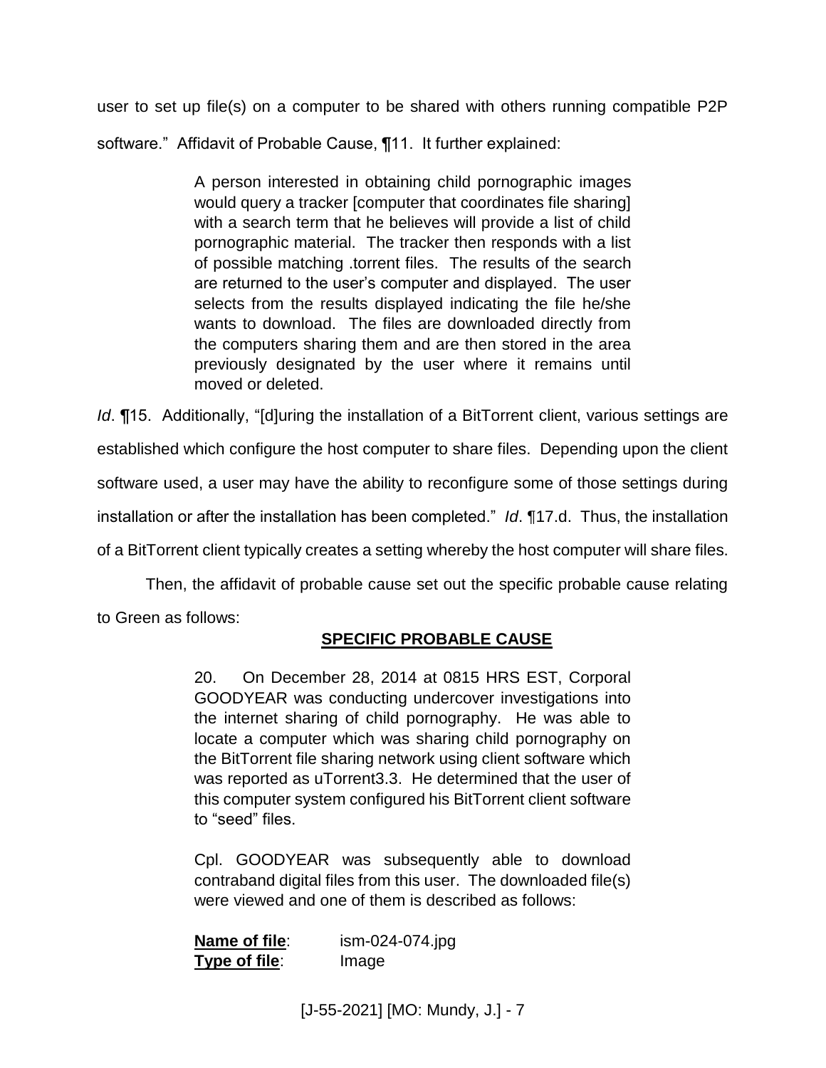user to set up file(s) on a computer to be shared with others running compatible P2P software." Affidavit of Probable Cause, ¶11. It further explained:

> A person interested in obtaining child pornographic images would query a tracker [computer that coordinates file sharing] with a search term that he believes will provide a list of child pornographic material. The tracker then responds with a list of possible matching .torrent files. The results of the search are returned to the user's computer and displayed. The user selects from the results displayed indicating the file he/she wants to download. The files are downloaded directly from the computers sharing them and are then stored in the area previously designated by the user where it remains until moved or deleted.

*Id*. ¶15. Additionally, "[d]uring the installation of a BitTorrent client, various settings are established which configure the host computer to share files. Depending upon the client software used, a user may have the ability to reconfigure some of those settings during installation or after the installation has been completed." *Id*. ¶17.d. Thus, the installation of a BitTorrent client typically creates a setting whereby the host computer will share files.

Then, the affidavit of probable cause set out the specific probable cause relating to Green as follows:

> **SPECIFIC PROBABLE CAUSE**
>
> 20. On December 28, 2014 at 0815 HRS EST, Corporal GOODYEAR was conducting undercover investigations into the internet sharing of child pornography. He was able to locate a computer which was sharing child pornography on the BitTorrent file sharing network using client software which was reported as uTorrent3.3. He determined that the user of this computer system configured his BitTorrent client software to "seed" files.
>
> Cpl. GOODYEAR was subsequently able to download contraband digital files from this user. The downloaded file(s) were viewed and one of them is described as follows:
>
> **Name of file**: ism-024-074.jpg
> **Type of file**: Image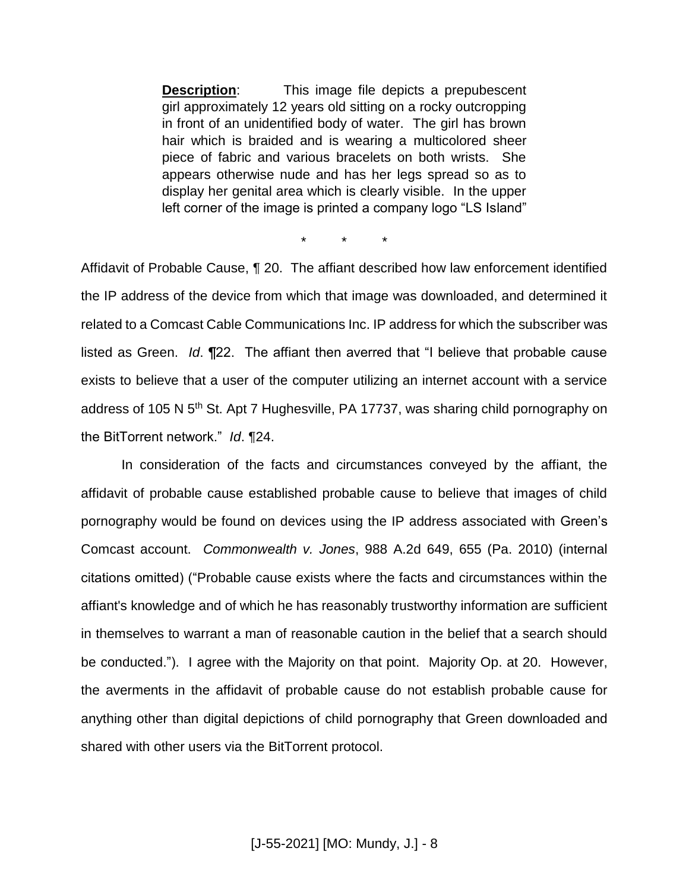> **Description**: This image file depicts a prepubescent girl approximately 12 years old sitting on a rocky outcropping in front of an unidentified body of water. The girl has brown hair which is braided and is wearing a multicolored sheer piece of fabric and various bracelets on both wrists. She appears otherwise nude and has her legs spread so as to display her genital area which is clearly visible. In the upper left corner of the image is printed a company logo "LS Island"
>
> \* \* \*

Affidavit of Probable Cause, ¶ 20. The affiant described how law enforcement identified the IP address of the device from which that image was downloaded, and determined it related to a Comcast Cable Communications Inc. IP address for which the subscriber was listed as Green. *Id*. ¶22. The affiant then averred that "I believe that probable cause exists to believe that a user of the computer utilizing an internet account with a service address of 105 N 5th St. Apt 7 Hughesville, PA 17737, was sharing child pornography on the BitTorrent network." *Id*. ¶24.

In consideration of the facts and circumstances conveyed by the affiant, the affidavit of probable cause established probable cause to believe that images of child pornography would be found on devices using the IP address associated with Green's Comcast account. *Commonwealth v. Jones*, 988 A.2d 649, 655 (Pa. 2010) (internal citations omitted) ("Probable cause exists where the facts and circumstances within the affiant's knowledge and of which he has reasonably trustworthy information are sufficient in themselves to warrant a man of reasonable caution in the belief that a search should be conducted."). I agree with the Majority on that point. Majority Op. at 20. However, the averments in the affidavit of probable cause do not establish probable cause for anything other than digital depictions of child pornography that Green downloaded and shared with other users via the BitTorrent protocol.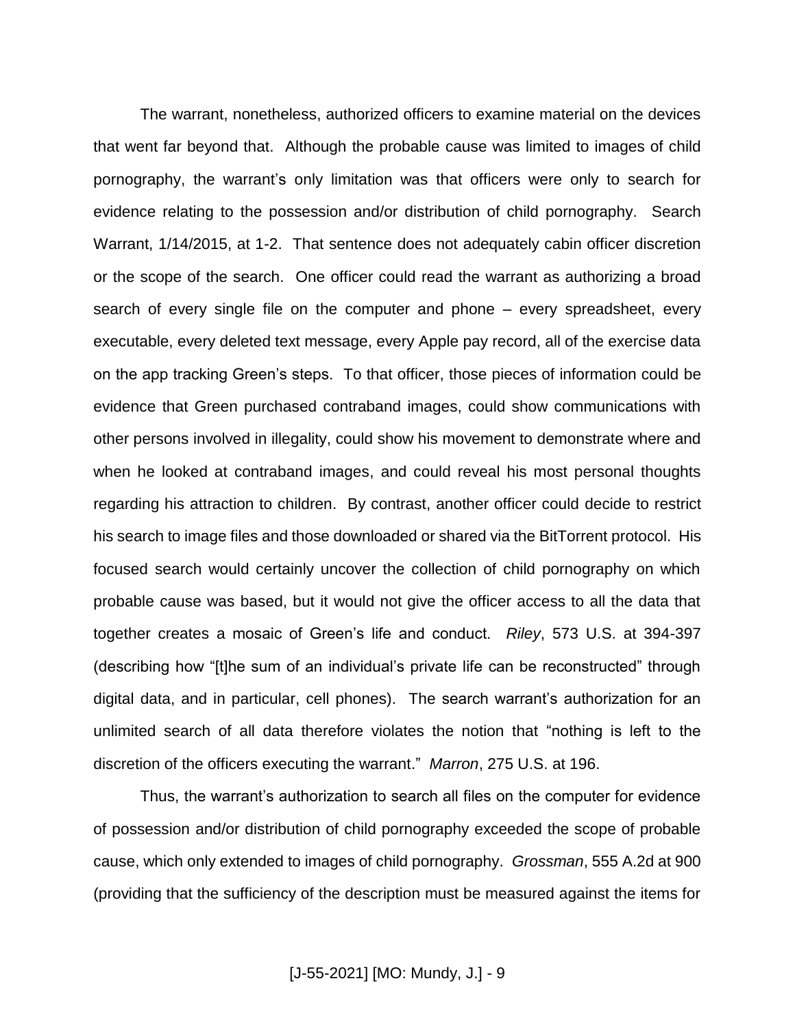The warrant, nonetheless, authorized officers to examine material on the devices that went far beyond that. Although the probable cause was limited to images of child pornography, the warrant's only limitation was that officers were only to search for evidence relating to the possession and/or distribution of child pornography. Search Warrant, 1/14/2015, at 1-2. That sentence does not adequately cabin officer discretion or the scope of the search. One officer could read the warrant as authorizing a broad search of every single file on the computer and phone – every spreadsheet, every executable, every deleted text message, every Apple pay record, all of the exercise data on the app tracking Green's steps. To that officer, those pieces of information could be evidence that Green purchased contraband images, could show communications with other persons involved in illegality, could show his movement to demonstrate where and when he looked at contraband images, and could reveal his most personal thoughts regarding his attraction to children. By contrast, another officer could decide to restrict his search to image files and those downloaded or shared via the BitTorrent protocol. His focused search would certainly uncover the collection of child pornography on which probable cause was based, but it would not give the officer access to all the data that together creates a mosaic of Green's life and conduct. *Riley*, 573 U.S. at 394-397 (describing how "[t]he sum of an individual's private life can be reconstructed" through digital data, and in particular, cell phones). The search warrant's authorization for an unlimited search of all data therefore violates the notion that "nothing is left to the discretion of the officers executing the warrant." *Marron*, 275 U.S. at 196.

Thus, the warrant's authorization to search all files on the computer for evidence of possession and/or distribution of child pornography exceeded the scope of probable cause, which only extended to images of child pornography. *Grossman*, 555 A.2d at 900 (providing that the sufficiency of the description must be measured against the items for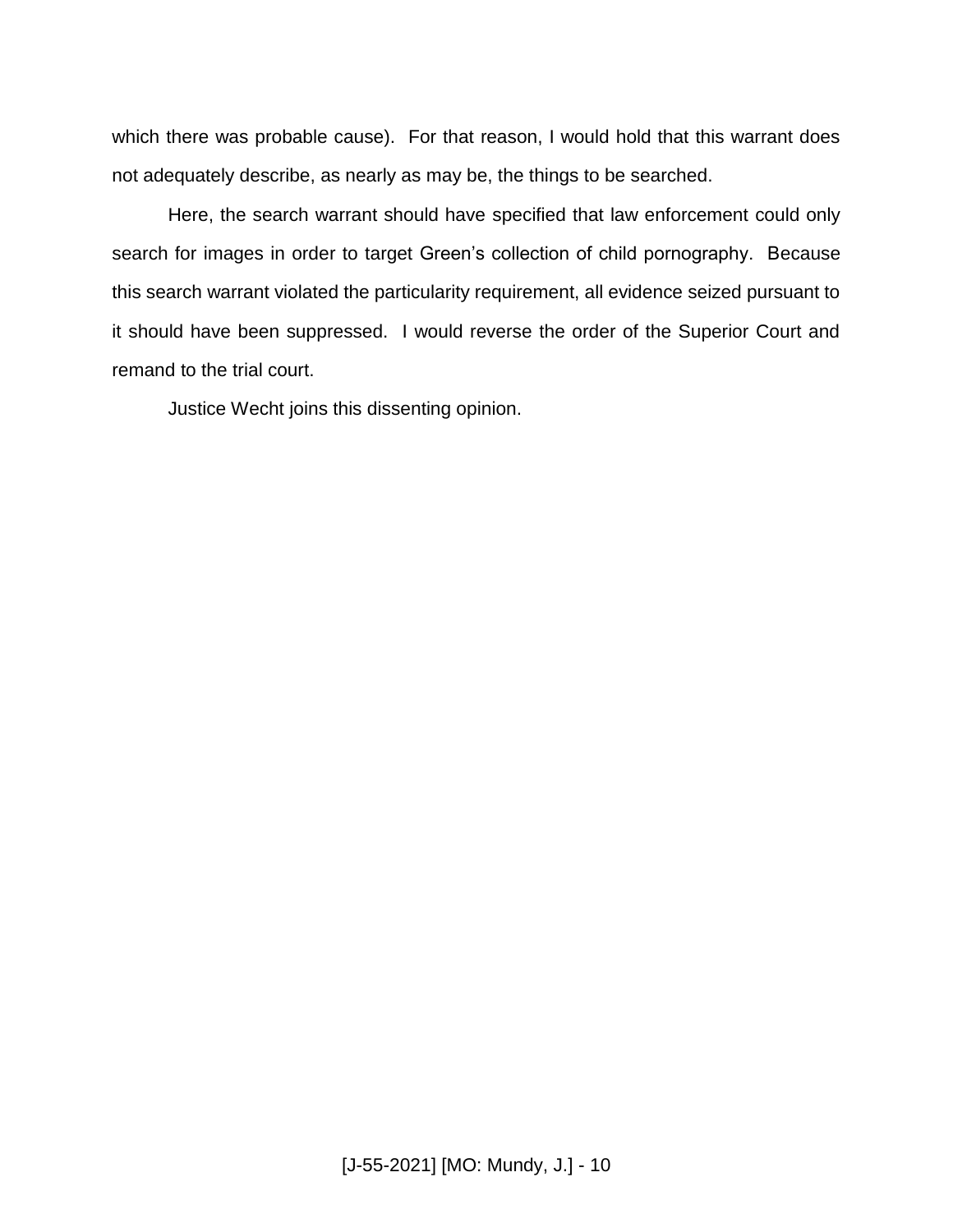which there was probable cause). For that reason, I would hold that this warrant does not adequately describe, as nearly as may be, the things to be searched.

Here, the search warrant should have specified that law enforcement could only search for images in order to target Green's collection of child pornography. Because this search warrant violated the particularity requirement, all evidence seized pursuant to it should have been suppressed. I would reverse the order of the Superior Court and remand to the trial court.

Justice Wecht joins this dissenting opinion.